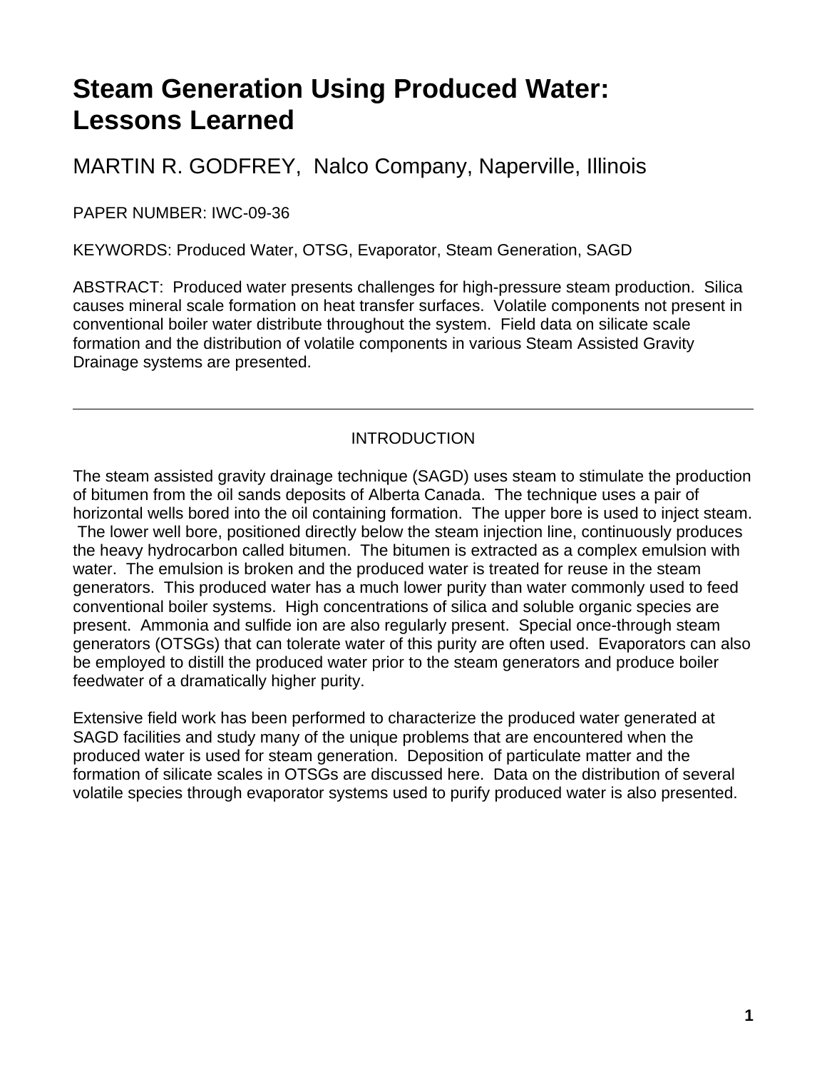# Steam Generation Using Produced Water: Lessons Learned

MARTIN R. GODFREY, Nalco Company, Naperville, Illinois

PAPER NUMBER: IWC-09-36

KEYWORDS: Produced Water, OTSG, Evaporator, Steam Generation, SAGD

ABSTRACT: Produced water presents challenges for high-pressure steam production. Silica causes mineral scale formation on heat transfer surfaces. Volatile components not present in conventional boiler water distribute throughout the system. Field data on silicate scale formation and the distribution of volatile components in various Steam Assisted Gravity Drainage systems are presented.

---

## INTRODUCTION

The steam assisted gravity drainage technique (SAGD) uses steam to stimulate the production of bitumen from the oil sands deposits of Alberta Canada. The technique uses a pair of horizontal wells bored into the oil containing formation. The upper bore is used to inject steam. The lower well bore, positioned directly below the steam injection line, continuously produces the heavy hydrocarbon called bitumen. The bitumen is extracted as a complex emulsion with water. The emulsion is broken and the produced water is treated for reuse in the steam generators. This produced water has a much lower purity than water commonly used to feed conventional boiler systems. High concentrations of silica and soluble organic species are present. Ammonia and sulfide ion are also regularly present. Special once-through steam generators (OTSGs) that can tolerate water of this purity are often used. Evaporators can also be employed to distill the produced water prior to the steam generators and produce boiler feedwater of a dramatically higher purity.

Extensive field work has been performed to characterize the produced water generated at SAGD facilities and study many of the unique problems that are encountered when the produced water is used for steam generation. Deposition of particulate matter and the formation of silicate scales in OTSGs are discussed here. Data on the distribution of several volatile species through evaporator systems used to purify produced water is also presented.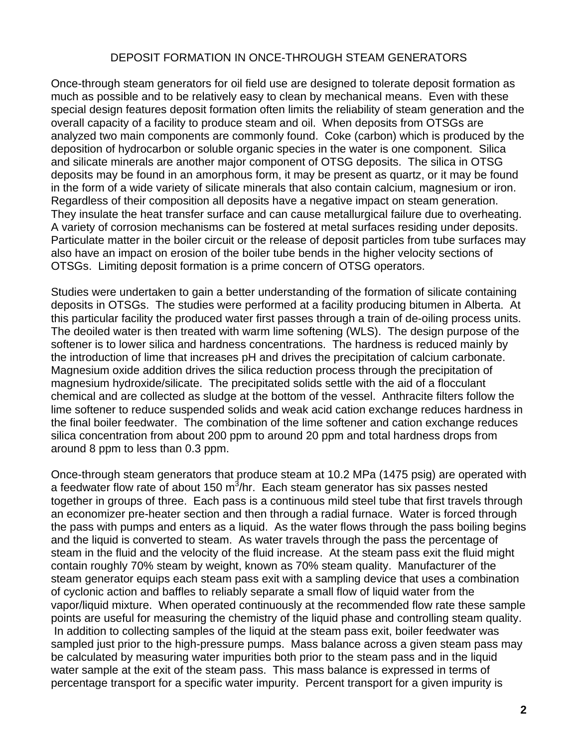# DEPOSIT FORMATION IN ONCE-THROUGH STEAM GENERATORS

Once-through steam generators for oil field use are designed to tolerate deposit formation as much as possible and to be relatively easy to clean by mechanical means. Even with these special design features deposit formation often limits the reliability of steam generation and the overall capacity of a facility to produce steam and oil. When deposits from OTSGs are analyzed two main components are commonly found. Coke (carbon) which is produced by the deposition of hydrocarbon or soluble organic species in the water is one component. Silica and silicate minerals are another major component of OTSG deposits. The silica in OTSG deposits may be found in an amorphous form, it may be present as quartz, or it may be found in the form of a wide variety of silicate minerals that also contain calcium, magnesium or iron. Regardless of their composition all deposits have a negative impact on steam generation. They insulate the heat transfer surface and can cause metallurgical failure due to overheating. A variety of corrosion mechanisms can be fostered at metal surfaces residing under deposits. Particulate matter in the boiler circuit or the release of deposit particles from tube surfaces may also have an impact on erosion of the boiler tube bends in the higher velocity sections of OTSGs. Limiting deposit formation is a prime concern of OTSG operators.

Studies were undertaken to gain a better understanding of the formation of silicate containing deposits in OTSGs. The studies were performed at a facility producing bitumen in Alberta. At this particular facility the produced water first passes through a train of de-oiling process units. The deoiled water is then treated with warm lime softening (WLS). The design purpose of the softener is to lower silica and hardness concentrations. The hardness is reduced mainly by the introduction of lime that increases pH and drives the precipitation of calcium carbonate. Magnesium oxide addition drives the silica reduction process through the precipitation of magnesium hydroxide/silicate. The precipitated solids settle with the aid of a flocculant chemical and are collected as sludge at the bottom of the vessel. Anthracite filters follow the lime softener to reduce suspended solids and weak acid cation exchange reduces hardness in the final boiler feedwater. The combination of the lime softener and cation exchange reduces silica concentration from about 200 ppm to around 20 ppm and total hardness drops from around 8 ppm to less than 0.3 ppm.

Once-through steam generators that produce steam at 10.2 MPa (1475 psig) are operated with a feedwater flow rate of about 150 $m^3$/hr. Each steam generator has six passes nested together in groups of three. Each pass is a continuous mild steel tube that first travels through an economizer pre-heater section and then through a radial furnace. Water is forced through the pass with pumps and enters as a liquid. As the water flows through the pass boiling begins and the liquid is converted to steam. As water travels through the pass the percentage of steam in the fluid and the velocity of the fluid increase. At the steam pass exit the fluid might contain roughly 70% steam by weight, known as 70% steam quality. Manufacturer of the steam generator equips each steam pass exit with a sampling device that uses a combination of cyclonic action and baffles to reliably separate a small flow of liquid water from the vapor/liquid mixture. When operated continuously at the recommended flow rate these sample points are useful for measuring the chemistry of the liquid phase and controlling steam quality. In addition to collecting samples of the liquid at the steam pass exit, boiler feedwater was sampled just prior to the high-pressure pumps. Mass balance across a given steam pass may be calculated by measuring water impurities both prior to the steam pass and in the liquid water sample at the exit of the steam pass. This mass balance is expressed in terms of percentage transport for a specific water impurity. Percent transport for a given impurity is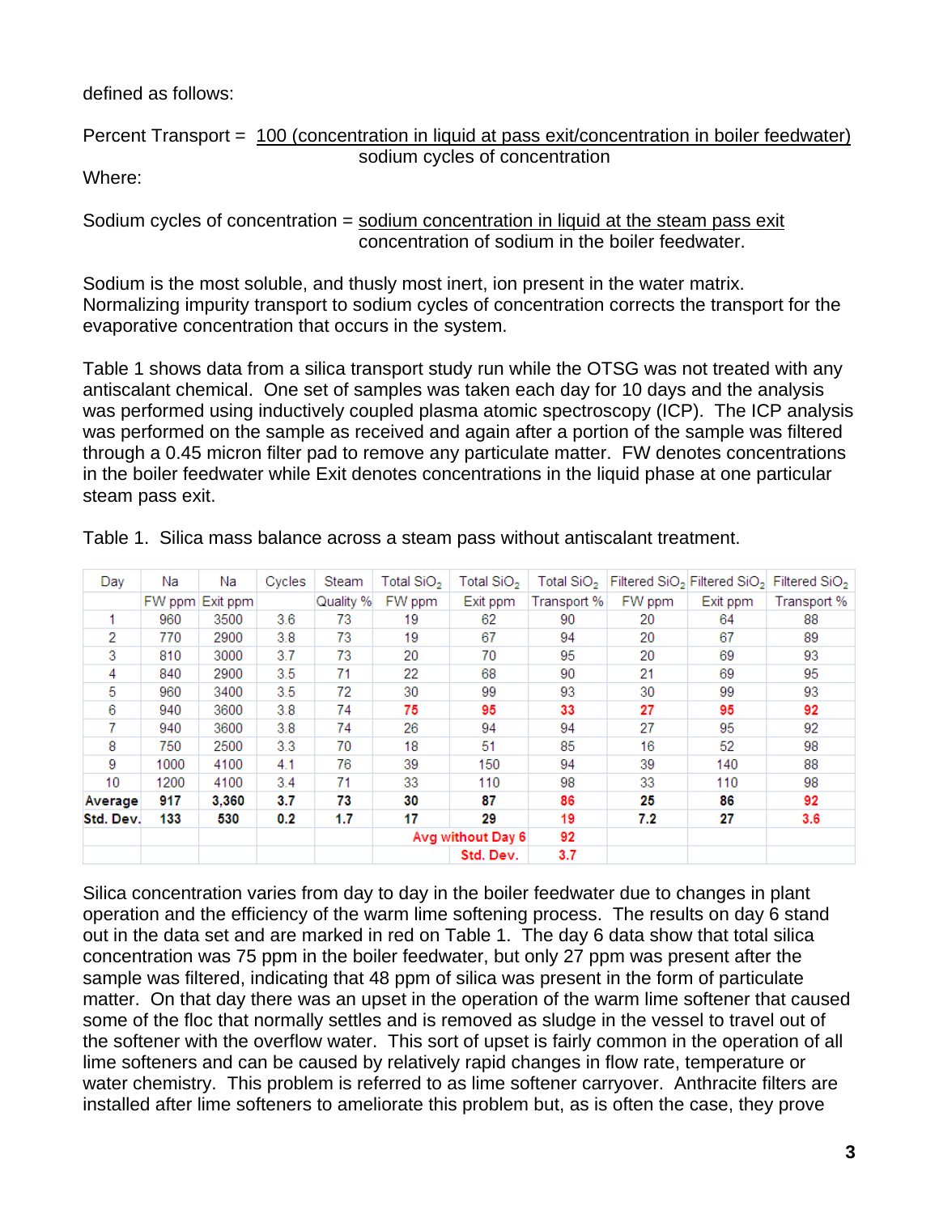defined as follows:

$$\text{Percent Transport} = \frac{100\ (\text{concentration in liquid at pass exit/concentration in boiler feedwater})}{\text{sodium cycles of concentration}}$$

Where:

$$\text{Sodium cycles of concentration} = \frac{\text{sodium concentration in liquid at the steam pass exit}}{\text{concentration of sodium in the boiler feedwater.}}$$

Sodium is the most soluble, and thusly most inert, ion present in the water matrix. Normalizing impurity transport to sodium cycles of concentration corrects the transport for the evaporative concentration that occurs in the system.

Table 1 shows data from a silica transport study run while the OTSG was not treated with any antiscalant chemical. One set of samples was taken each day for 10 days and the analysis was performed using inductively coupled plasma atomic spectroscopy (ICP). The ICP analysis was performed on the sample as received and again after a portion of the sample was filtered through a 0.45 micron filter pad to remove any particulate matter. FW denotes concentrations in the boiler feedwater while Exit denotes concentrations in the liquid phase at one particular steam pass exit.

Table 1. Silica mass balance across a steam pass without antiscalant treatment.

| Day | Na FW ppm | Na Exit ppm | Cycles | Steam Quality % | Total $SiO_2$ FW ppm | Total $SiO_2$ Exit ppm | Total $SiO_2$ Transport % | Filtered $SiO_2$ FW ppm | Filtered $SiO_2$ Exit ppm | Filtered $SiO_2$ Transport % |
|---|---|---|---|---|---|---|---|---|---|---|
| 1 | 960 | 3500 | 3.6 | 73 | 19 | 62 | 90 | 20 | 64 | 88 |
| 2 | 770 | 2900 | 3.8 | 73 | 19 | 67 | 94 | 20 | 67 | 89 |
| 3 | 810 | 3000 | 3.7 | 73 | 20 | 70 | 95 | 20 | 69 | 93 |
| 4 | 840 | 2900 | 3.5 | 71 | 22 | 68 | 90 | 21 | 69 | 95 |
| 5 | 960 | 3400 | 3.5 | 72 | 30 | 99 | 93 | 30 | 99 | 93 |
| 6 | 940 | 3600 | 3.8 | 74 | **75** | **95** | **33** | **27** | **95** | **92** |
| 7 | 940 | 3600 | 3.8 | 74 | 26 | 94 | 94 | 27 | 95 | 92 |
| 8 | 750 | 2500 | 3.3 | 70 | 18 | 51 | 85 | 16 | 52 | 98 |
| 9 | 1000 | 4100 | 4.1 | 76 | 39 | 150 | 94 | 39 | 140 | 88 |
| 10 | 1200 | 4100 | 3.4 | 71 | 33 | 110 | 98 | 33 | 110 | 98 |
| **Average** | **917** | **3,360** | **3.7** | **73** | **30** | **87** | **86** | **25** | **86** | **92** |
| **Std. Dev.** | **133** | **530** | **0.2** | **1.7** | **17** | **29** | **19** | **7.2** | **27** | **3.6** |
| | | | | | **Avg without Day 6** | | **92** | | | |
| | | | | | | **Std. Dev.** | **3.7** | | | |

Silica concentration varies from day to day in the boiler feedwater due to changes in plant operation and the efficiency of the warm lime softening process. The results on day 6 stand out in the data set and are marked in red on Table 1. The day 6 data show that total silica concentration was 75 ppm in the boiler feedwater, but only 27 ppm was present after the sample was filtered, indicating that 48 ppm of silica was present in the form of particulate matter. On that day there was an upset in the operation of the warm lime softener that caused some of the floc that normally settles and is removed as sludge in the vessel to travel out of the softener with the overflow water. This sort of upset is fairly common in the operation of all lime softeners and can be caused by relatively rapid changes in flow rate, temperature or water chemistry. This problem is referred to as lime softener carryover. Anthracite filters are installed after lime softeners to ameliorate this problem but, as is often the case, they prove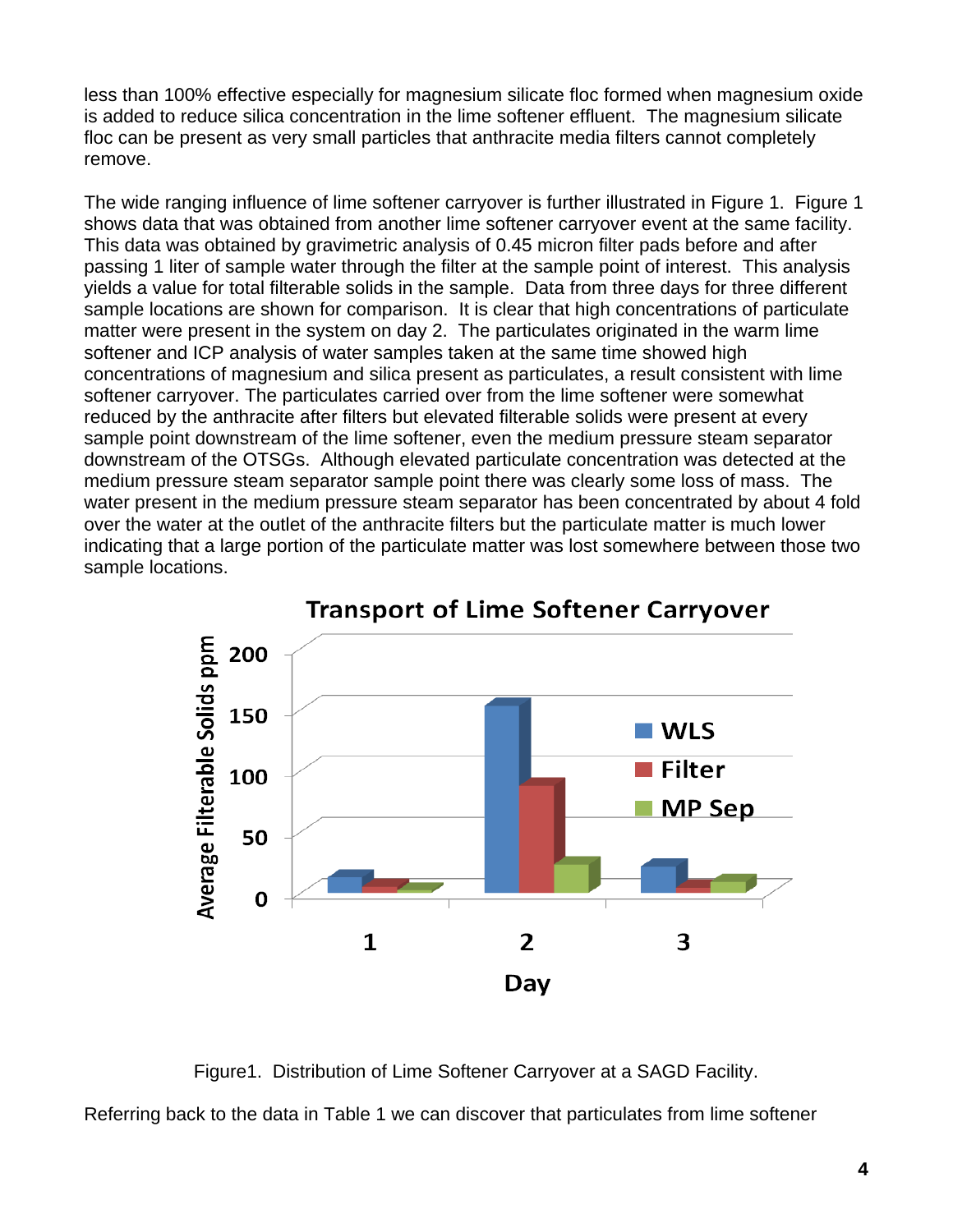less than 100% effective especially for magnesium silicate floc formed when magnesium oxide is added to reduce silica concentration in the lime softener effluent. The magnesium silicate floc can be present as very small particles that anthracite media filters cannot completely remove.

The wide ranging influence of lime softener carryover is further illustrated in Figure 1. Figure 1 shows data that was obtained from another lime softener carryover event at the same facility. This data was obtained by gravimetric analysis of 0.45 micron filter pads before and after passing 1 liter of sample water through the filter at the sample point of interest. This analysis yields a value for total filterable solids in the sample. Data from three days for three different sample locations are shown for comparison. It is clear that high concentrations of particulate matter were present in the system on day 2. The particulates originated in the warm lime softener and ICP analysis of water samples taken at the same time showed high concentrations of magnesium and silica present as particulates, a result consistent with lime softener carryover. The particulates carried over from the lime softener were somewhat reduced by the anthracite after filters but elevated filterable solids were present at every sample point downstream of the lime softener, even the medium pressure steam separator downstream of the OTSGs. Although elevated particulate concentration was detected at the medium pressure steam separator sample point there was clearly some loss of mass. The water present in the medium pressure steam separator has been concentrated by about 4 fold over the water at the outlet of the anthracite filters but the particulate matter is much lower indicating that a large portion of the particulate matter was lost somewhere between those two sample locations.

Figure1. Distribution of Lime Softener Carryover at a SAGD Facility.

Referring back to the data in Table 1 we can discover that particulates from lime softener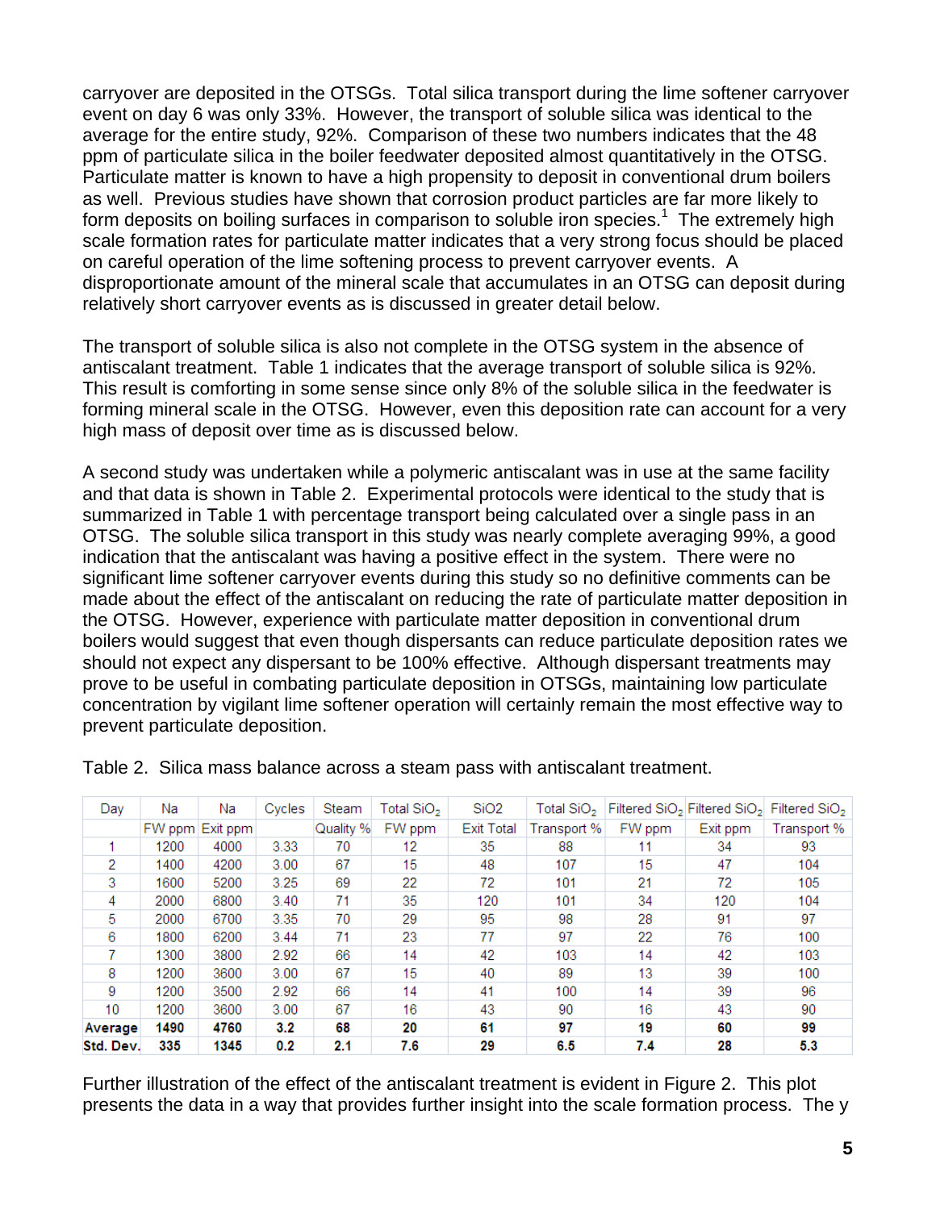carryover are deposited in the OTSGs. Total silica transport during the lime softener carryover event on day 6 was only 33%. However, the transport of soluble silica was identical to the average for the entire study, 92%. Comparison of these two numbers indicates that the 48 ppm of particulate silica in the boiler feedwater deposited almost quantitatively in the OTSG. Particulate matter is known to have a high propensity to deposit in conventional drum boilers as well. Previous studies have shown that corrosion product particles are far more likely to form deposits on boiling surfaces in comparison to soluble iron species.[1] The extremely high scale formation rates for particulate matter indicates that a very strong focus should be placed on careful operation of the lime softening process to prevent carryover events. A disproportionate amount of the mineral scale that accumulates in an OTSG can deposit during relatively short carryover events as is discussed in greater detail below.

The transport of soluble silica is also not complete in the OTSG system in the absence of antiscalant treatment. Table 1 indicates that the average transport of soluble silica is 92%. This result is comforting in some sense since only 8% of the soluble silica in the feedwater is forming mineral scale in the OTSG. However, even this deposition rate can account for a very high mass of deposit over time as is discussed below.

A second study was undertaken while a polymeric antiscalant was in use at the same facility and that data is shown in Table 2. Experimental protocols were identical to the study that is summarized in Table 1 with percentage transport being calculated over a single pass in an OTSG. The soluble silica transport in this study was nearly complete averaging 99%, a good indication that the antiscalant was having a positive effect in the system. There were no significant lime softener carryover events during this study so no definitive comments can be made about the effect of the antiscalant on reducing the rate of particulate matter deposition in the OTSG. However, experience with particulate matter deposition in conventional drum boilers would suggest that even though dispersants can reduce particulate deposition rates we should not expect any dispersant to be 100% effective. Although dispersant treatments may prove to be useful in combating particulate deposition in OTSGs, maintaining low particulate concentration by vigilant lime softener operation will certainly remain the most effective way to prevent particulate deposition.

Table 2. Silica mass balance across a steam pass with antiscalant treatment.

| Day | Na FW ppm | Na Exit ppm | Cycles | Steam Quality % | Total $SiO_2$ FW ppm | SiO2 Exit Total | Total $SiO_2$ Transport % | Filtered $SiO_2$ FW ppm | Filtered $SiO_2$ Exit ppm | Filtered $SiO_2$ Transport % |
|---|---|---|---|---|---|---|---|---|---|---|
| 1 | 1200 | 4000 | 3.33 | 70 | 12 | 35 | 88 | 11 | 34 | 93 |
| 2 | 1400 | 4200 | 3.00 | 67 | 15 | 48 | 107 | 15 | 47 | 104 |
| 3 | 1600 | 5200 | 3.25 | 69 | 22 | 72 | 101 | 21 | 72 | 105 |
| 4 | 2000 | 6800 | 3.40 | 71 | 35 | 120 | 101 | 34 | 120 | 104 |
| 5 | 2000 | 6700 | 3.35 | 70 | 29 | 95 | 98 | 28 | 91 | 97 |
| 6 | 1800 | 6200 | 3.44 | 71 | 23 | 77 | 97 | 22 | 76 | 100 |
| 7 | 1300 | 3800 | 2.92 | 66 | 14 | 42 | 103 | 14 | 42 | 103 |
| 8 | 1200 | 3600 | 3.00 | 67 | 15 | 40 | 89 | 13 | 39 | 100 |
| 9 | 1200 | 3500 | 2.92 | 66 | 14 | 41 | 100 | 14 | 39 | 96 |
| 10 | 1200 | 3600 | 3.00 | 67 | 16 | 43 | 90 | 16 | 43 | 90 |
| **Average** | **1490** | **4760** | **3.2** | **68** | **20** | **61** | **97** | **19** | **60** | **99** |
| **Std. Dev.** | **335** | **1345** | **0.2** | **2.1** | **7.6** | **29** | **6.5** | **7.4** | **28** | **5.3** |

Further illustration of the effect of the antiscalant treatment is evident in Figure 2. This plot presents the data in a way that provides further insight into the scale formation process. The y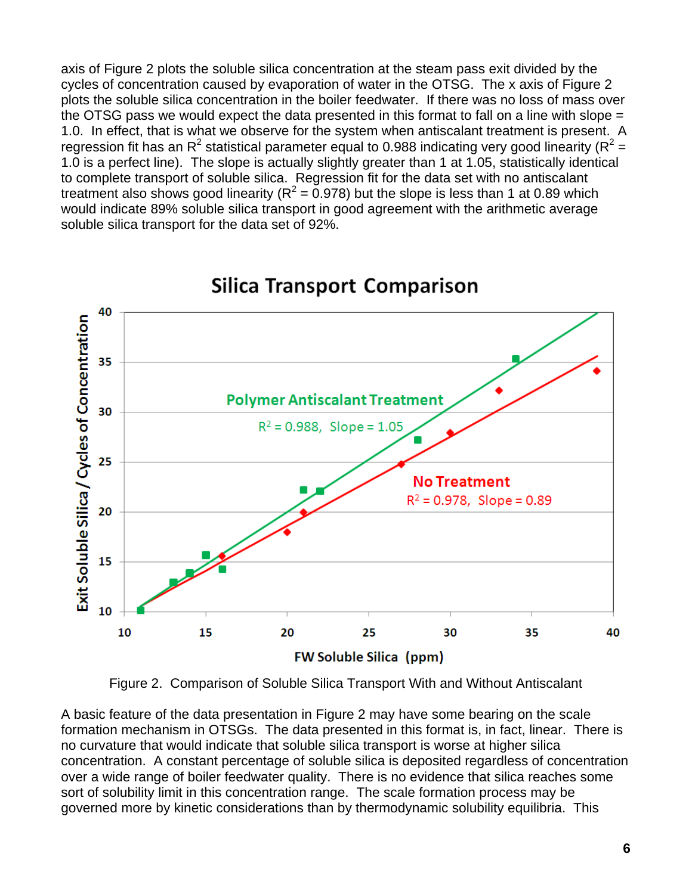axis of Figure 2 plots the soluble silica concentration at the steam pass exit divided by the cycles of concentration caused by evaporation of water in the OTSG. The x axis of Figure 2 plots the soluble silica concentration in the boiler feedwater. If there was no loss of mass over the OTSG pass we would expect the data presented in this format to fall on a line with slope = 1.0. In effect, that is what we observe for the system when antiscalant treatment is present. A regression fit has an $R^2$ statistical parameter equal to 0.988 indicating very good linearity ($R^2$ = 1.0 is a perfect line). The slope is actually slightly greater than 1 at 1.05, statistically identical to complete transport of soluble silica. Regression fit for the data set with no antiscalant treatment also shows good linearity ($R^2$ = 0.978) but the slope is less than 1 at 0.89 which would indicate 89% soluble silica transport in good agreement with the arithmetic average soluble silica transport for the data set of 92%.

Figure 2. Comparison of Soluble Silica Transport With and Without Antiscalant

A basic feature of the data presentation in Figure 2 may have some bearing on the scale formation mechanism in OTSGs. The data presented in this format is, in fact, linear. There is no curvature that would indicate that soluble silica transport is worse at higher silica concentration. A constant percentage of soluble silica is deposited regardless of concentration over a wide range of boiler feedwater quality. There is no evidence that silica reaches some sort of solubility limit in this concentration range. The scale formation process may be governed more by kinetic considerations than by thermodynamic solubility equilibria. This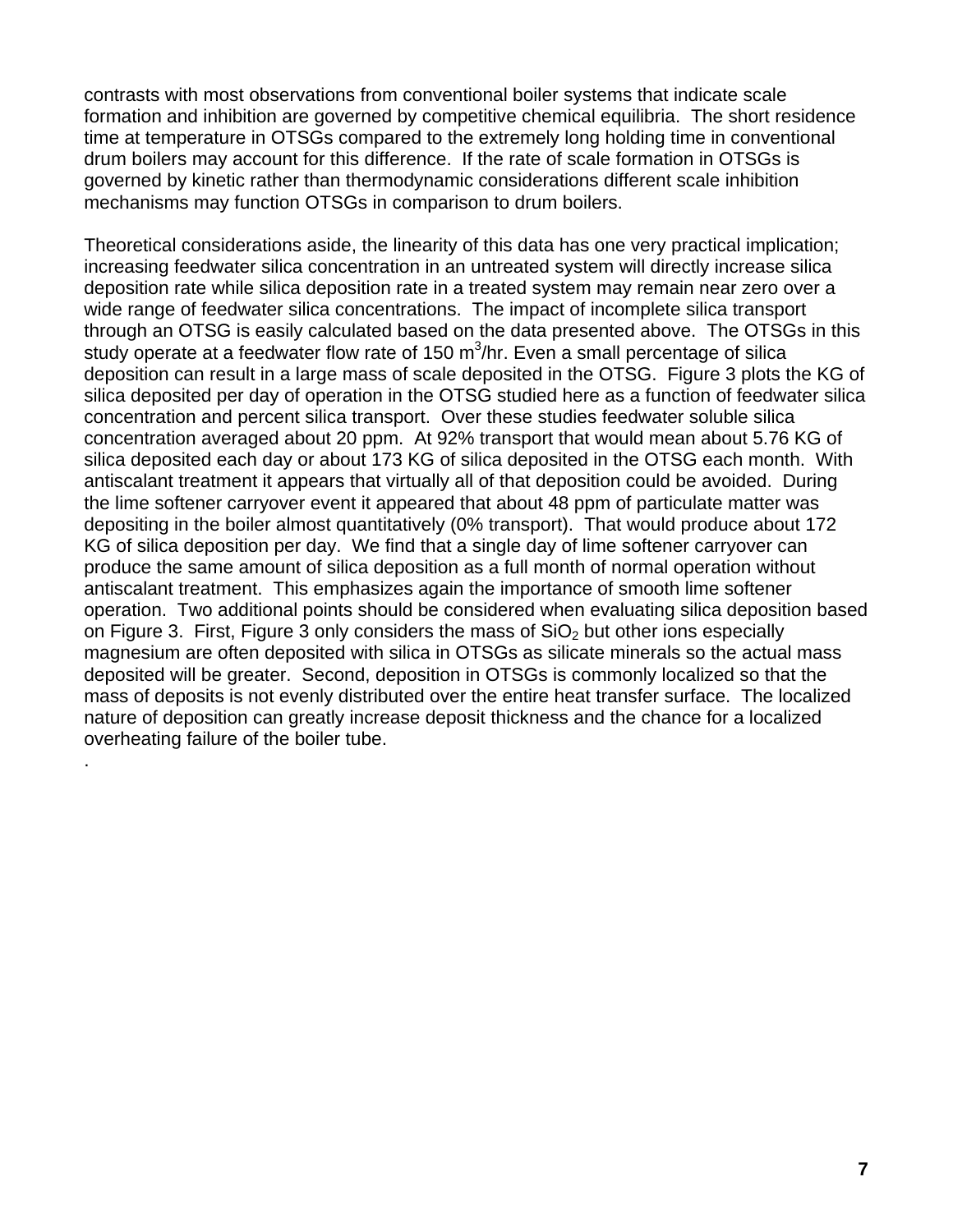contrasts with most observations from conventional boiler systems that indicate scale formation and inhibition are governed by competitive chemical equilibria. The short residence time at temperature in OTSGs compared to the extremely long holding time in conventional drum boilers may account for this difference. If the rate of scale formation in OTSGs is governed by kinetic rather than thermodynamic considerations different scale inhibition mechanisms may function OTSGs in comparison to drum boilers.

Theoretical considerations aside, the linearity of this data has one very practical implication; increasing feedwater silica concentration in an untreated system will directly increase silica deposition rate while silica deposition rate in a treated system may remain near zero over a wide range of feedwater silica concentrations. The impact of incomplete silica transport through an OTSG is easily calculated based on the data presented above. The OTSGs in this study operate at a feedwater flow rate of 150 $m^3$/hr. Even a small percentage of silica deposition can result in a large mass of scale deposited in the OTSG. Figure 3 plots the KG of silica deposited per day of operation in the OTSG studied here as a function of feedwater silica concentration and percent silica transport. Over these studies feedwater soluble silica concentration averaged about 20 ppm. At 92% transport that would mean about 5.76 KG of silica deposited each day or about 173 KG of silica deposited in the OTSG each month. With antiscalant treatment it appears that virtually all of that deposition could be avoided. During the lime softener carryover event it appeared that about 48 ppm of particulate matter was depositing in the boiler almost quantitatively (0% transport). That would produce about 172 KG of silica deposition per day. We find that a single day of lime softener carryover can produce the same amount of silica deposition as a full month of normal operation without antiscalant treatment. This emphasizes again the importance of smooth lime softener operation. Two additional points should be considered when evaluating silica deposition based on Figure 3. First, Figure 3 only considers the mass of $SiO_2$ but other ions especially magnesium are often deposited with silica in OTSGs as silicate minerals so the actual mass deposited will be greater. Second, deposition in OTSGs is commonly localized so that the mass of deposits is not evenly distributed over the entire heat transfer surface. The localized nature of deposition can greatly increase deposit thickness and the chance for a localized overheating failure of the boiler tube.

.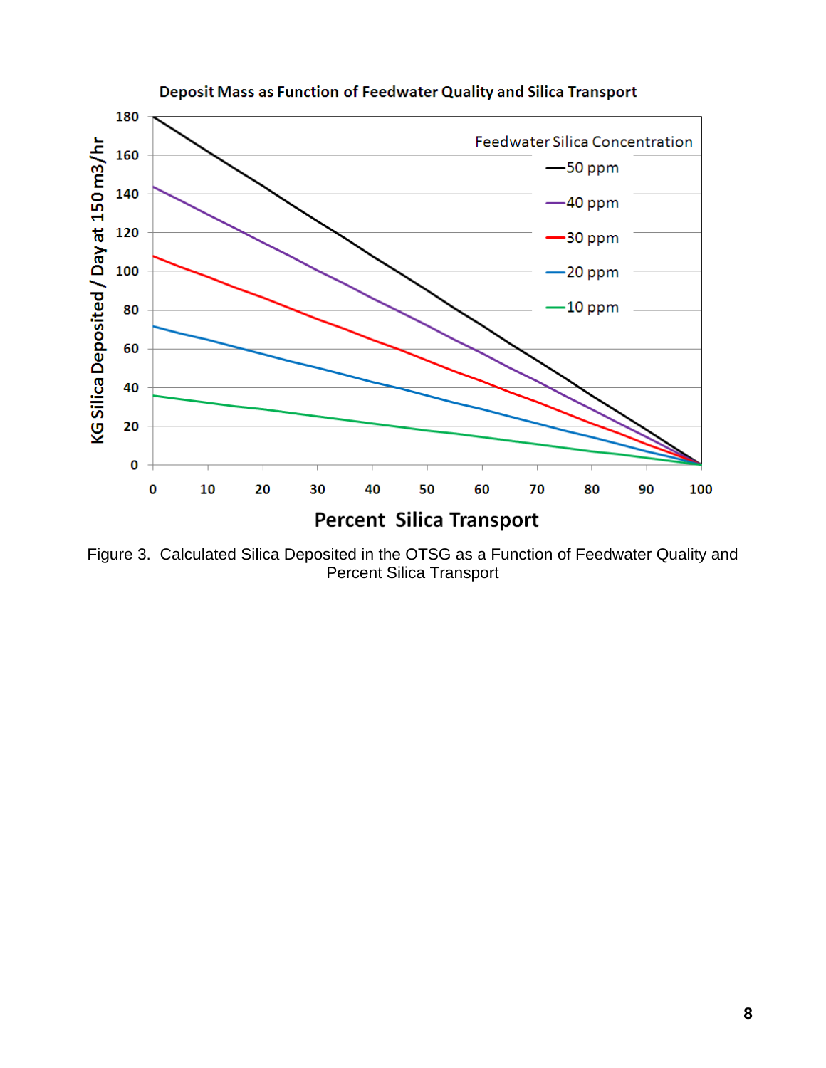Figure 3. Calculated Silica Deposited in the OTSG as a Function of Feedwater Quality and Percent Silica Transport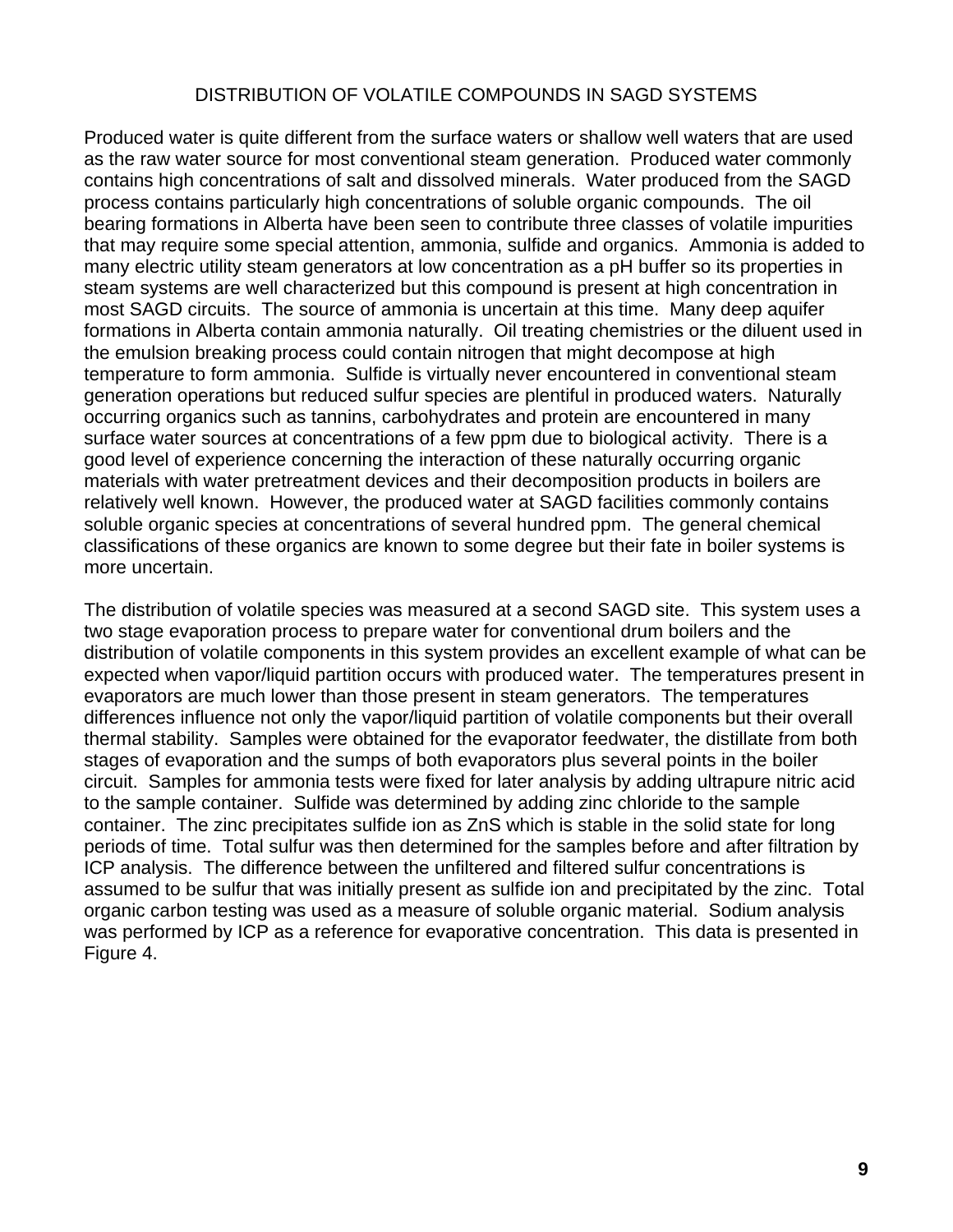# DISTRIBUTION OF VOLATILE COMPOUNDS IN SAGD SYSTEMS

Produced water is quite different from the surface waters or shallow well waters that are used as the raw water source for most conventional steam generation. Produced water commonly contains high concentrations of salt and dissolved minerals. Water produced from the SAGD process contains particularly high concentrations of soluble organic compounds. The oil bearing formations in Alberta have been seen to contribute three classes of volatile impurities that may require some special attention, ammonia, sulfide and organics. Ammonia is added to many electric utility steam generators at low concentration as a pH buffer so its properties in steam systems are well characterized but this compound is present at high concentration in most SAGD circuits. The source of ammonia is uncertain at this time. Many deep aquifer formations in Alberta contain ammonia naturally. Oil treating chemistries or the diluent used in the emulsion breaking process could contain nitrogen that might decompose at high temperature to form ammonia. Sulfide is virtually never encountered in conventional steam generation operations but reduced sulfur species are plentiful in produced waters. Naturally occurring organics such as tannins, carbohydrates and protein are encountered in many surface water sources at concentrations of a few ppm due to biological activity. There is a good level of experience concerning the interaction of these naturally occurring organic materials with water pretreatment devices and their decomposition products in boilers are relatively well known. However, the produced water at SAGD facilities commonly contains soluble organic species at concentrations of several hundred ppm. The general chemical classifications of these organics are known to some degree but their fate in boiler systems is more uncertain.

The distribution of volatile species was measured at a second SAGD site. This system uses a two stage evaporation process to prepare water for conventional drum boilers and the distribution of volatile components in this system provides an excellent example of what can be expected when vapor/liquid partition occurs with produced water. The temperatures present in evaporators are much lower than those present in steam generators. The temperatures differences influence not only the vapor/liquid partition of volatile components but their overall thermal stability. Samples were obtained for the evaporator feedwater, the distillate from both stages of evaporation and the sumps of both evaporators plus several points in the boiler circuit. Samples for ammonia tests were fixed for later analysis by adding ultrapure nitric acid to the sample container. Sulfide was determined by adding zinc chloride to the sample container. The zinc precipitates sulfide ion as $ZnS$ which is stable in the solid state for long periods of time. Total sulfur was then determined for the samples before and after filtration by ICP analysis. The difference between the unfiltered and filtered sulfur concentrations is assumed to be sulfur that was initially present as sulfide ion and precipitated by the zinc. Total organic carbon testing was used as a measure of soluble organic material. Sodium analysis was performed by ICP as a reference for evaporative concentration. This data is presented in Figure 4.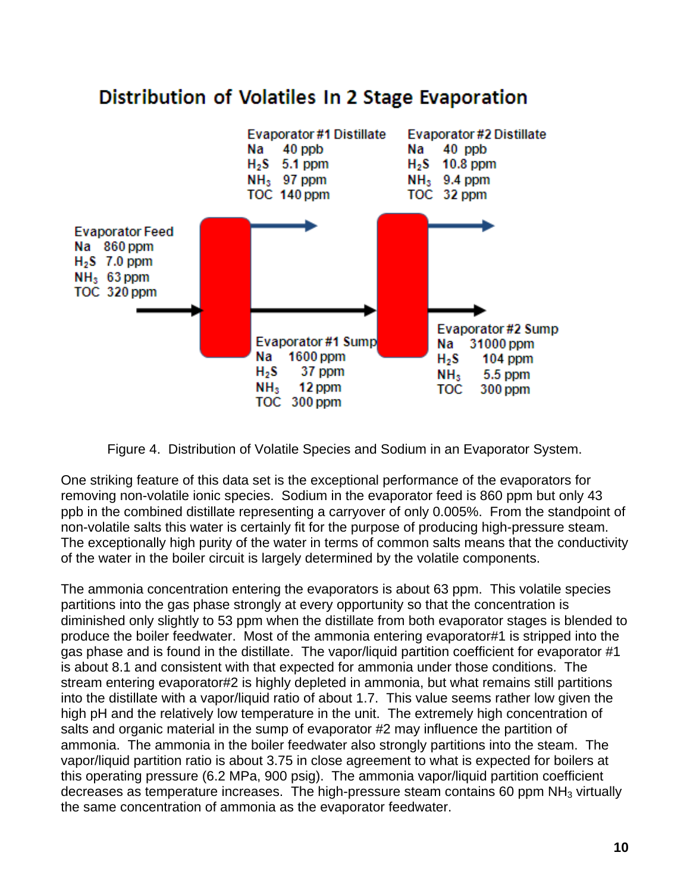## Distribution of Volatiles In 2 Stage Evaporation

**Evaporator Feed**
Na 860 ppm
$H_2S$ 7.0 ppm
$NH_3$ 63 ppm
TOC 320 ppm

**Evaporator #1 Distillate**
Na 40 ppb
$H_2S$ 5.1 ppm
$NH_3$ 97 ppm
TOC 140 ppm

**Evaporator #1 Sump**
Na 1600 ppm
$H_2S$ 37 ppm
$NH_3$ 12 ppm
TOC 300 ppm

**Evaporator #2 Distillate**
Na 40 ppb
$H_2S$ 10.8 ppm
$NH_3$ 9.4 ppm
TOC 32 ppm

**Evaporator #2 Sump**
Na 31000 ppm
$H_2S$ 104 ppm
$NH_3$ 5.5 ppm
TOC 300 ppm

Figure 4. Distribution of Volatile Species and Sodium in an Evaporator System.

One striking feature of this data set is the exceptional performance of the evaporators for removing non-volatile ionic species. Sodium in the evaporator feed is 860 ppm but only 43 ppb in the combined distillate representing a carryover of only 0.005%. From the standpoint of non-volatile salts this water is certainly fit for the purpose of producing high-pressure steam. The exceptionally high purity of the water in terms of common salts means that the conductivity of the water in the boiler circuit is largely determined by the volatile components.

The ammonia concentration entering the evaporators is about 63 ppm. This volatile species partitions into the gas phase strongly at every opportunity so that the concentration is diminished only slightly to 53 ppm when the distillate from both evaporator stages is blended to produce the boiler feedwater. Most of the ammonia entering evaporator#1 is stripped into the gas phase and is found in the distillate. The vapor/liquid partition coefficient for evaporator #1 is about 8.1 and consistent with that expected for ammonia under those conditions. The stream entering evaporator#2 is highly depleted in ammonia, but what remains still partitions into the distillate with a vapor/liquid ratio of about 1.7. This value seems rather low given the high pH and the relatively low temperature in the unit. The extremely high concentration of salts and organic material in the sump of evaporator #2 may influence the partition of ammonia. The ammonia in the boiler feedwater also strongly partitions into the steam. The vapor/liquid partition ratio is about 3.75 in close agreement to what is expected for boilers at this operating pressure (6.2 MPa, 900 psig). The ammonia vapor/liquid partition coefficient decreases as temperature increases. The high-pressure steam contains 60 ppm $NH_3$ virtually the same concentration of ammonia as the evaporator feedwater.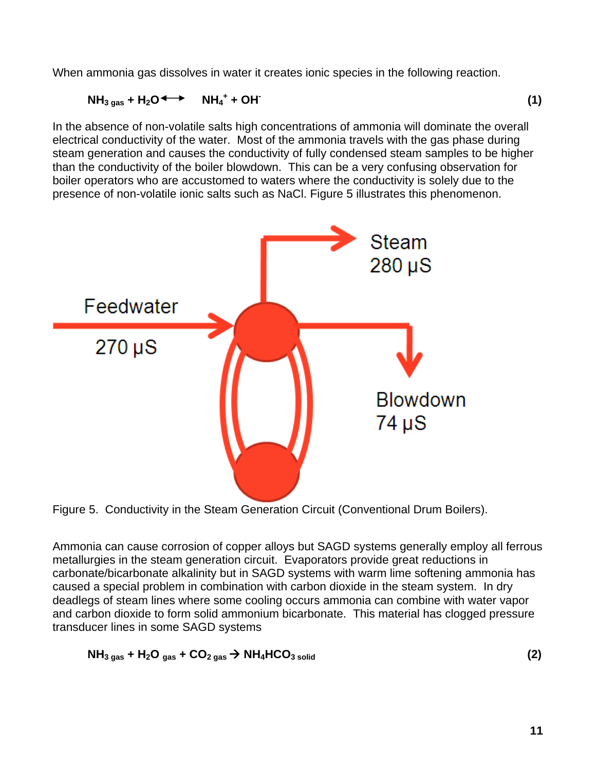When ammonia gas dissolves in water it creates ionic species in the following reaction.

$$NH_{3\,gas} + H_2O \longleftrightarrow NH_4^+ + OH^- \quad (1)$$

In the absence of non-volatile salts high concentrations of ammonia will dominate the overall electrical conductivity of the water. Most of the ammonia travels with the gas phase during steam generation and causes the conductivity of fully condensed steam samples to be higher than the conductivity of the boiler blowdown. This can be a very confusing observation for boiler operators who are accustomed to waters where the conductivity is solely due to the presence of non-volatile ionic salts such as NaCl. Figure 5 illustrates this phenomenon.

Figure 5. Conductivity in the Steam Generation Circuit (Conventional Drum Boilers).

Ammonia can cause corrosion of copper alloys but SAGD systems generally employ all ferrous metallurgies in the steam generation circuit. Evaporators provide great reductions in carbonate/bicarbonate alkalinity but in SAGD systems with warm lime softening ammonia has caused a special problem in combination with carbon dioxide in the steam system. In dry deadlegs of steam lines where some cooling occurs ammonia can combine with water vapor and carbon dioxide to form solid ammonium bicarbonate. This material has clogged pressure transducer lines in some SAGD systems

$$NH_{3\,gas} + H_2O_{\,gas} + CO_{2\,gas} \rightarrow NH_4HCO_{3\,solid} \quad (2)$$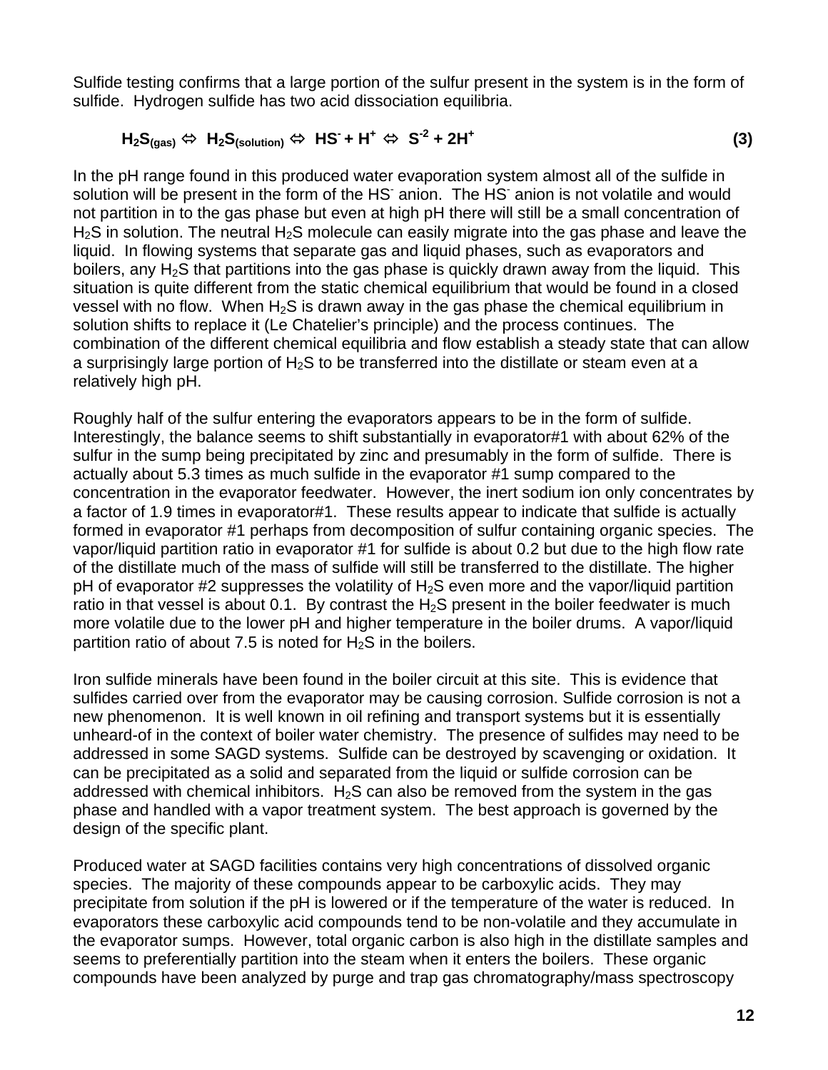Sulfide testing confirms that a large portion of the sulfur present in the system is in the form of sulfide. Hydrogen sulfide has two acid dissociation equilibria.

$$H_2S_{(gas)} \Leftrightarrow H_2S_{(solution)} \Leftrightarrow HS^- + H^+ \Leftrightarrow S^{-2} + 2H^+ \qquad (3)$$

In the pH range found in this produced water evaporation system almost all of the sulfide in solution will be present in the form of the $HS^-$ anion. The $HS^-$ anion is not volatile and would not partition in to the gas phase but even at high pH there will still be a small concentration of $H_2S$ in solution. The neutral $H_2S$ molecule can easily migrate into the gas phase and leave the liquid. In flowing systems that separate gas and liquid phases, such as evaporators and boilers, any $H_2S$ that partitions into the gas phase is quickly drawn away from the liquid. This situation is quite different from the static chemical equilibrium that would be found in a closed vessel with no flow. When $H_2S$ is drawn away in the gas phase the chemical equilibrium in solution shifts to replace it (Le Chatelier's principle) and the process continues. The combination of the different chemical equilibria and flow establish a steady state that can allow a surprisingly large portion of $H_2S$ to be transferred into the distillate or steam even at a relatively high pH.

Roughly half of the sulfur entering the evaporators appears to be in the form of sulfide. Interestingly, the balance seems to shift substantially in evaporator#1 with about 62% of the sulfur in the sump being precipitated by zinc and presumably in the form of sulfide. There is actually about 5.3 times as much sulfide in the evaporator #1 sump compared to the concentration in the evaporator feedwater. However, the inert sodium ion only concentrates by a factor of 1.9 times in evaporator#1. These results appear to indicate that sulfide is actually formed in evaporator #1 perhaps from decomposition of sulfur containing organic species. The vapor/liquid partition ratio in evaporator #1 for sulfide is about 0.2 but due to the high flow rate of the distillate much of the mass of sulfide will still be transferred to the distillate. The higher pH of evaporator #2 suppresses the volatility of $H_2S$ even more and the vapor/liquid partition ratio in that vessel is about 0.1. By contrast the $H_2S$ present in the boiler feedwater is much more volatile due to the lower pH and higher temperature in the boiler drums. A vapor/liquid partition ratio of about 7.5 is noted for $H_2S$ in the boilers.

Iron sulfide minerals have been found in the boiler circuit at this site. This is evidence that sulfides carried over from the evaporator may be causing corrosion. Sulfide corrosion is not a new phenomenon. It is well known in oil refining and transport systems but it is essentially unheard-of in the context of boiler water chemistry. The presence of sulfides may need to be addressed in some SAGD systems. Sulfide can be destroyed by scavenging or oxidation. It can be precipitated as a solid and separated from the liquid or sulfide corrosion can be addressed with chemical inhibitors. $H_2S$ can also be removed from the system in the gas phase and handled with a vapor treatment system. The best approach is governed by the design of the specific plant.

Produced water at SAGD facilities contains very high concentrations of dissolved organic species. The majority of these compounds appear to be carboxylic acids. They may precipitate from solution if the pH is lowered or if the temperature of the water is reduced. In evaporators these carboxylic acid compounds tend to be non-volatile and they accumulate in the evaporator sumps. However, total organic carbon is also high in the distillate samples and seems to preferentially partition into the steam when it enters the boilers. These organic compounds have been analyzed by purge and trap gas chromatography/mass spectroscopy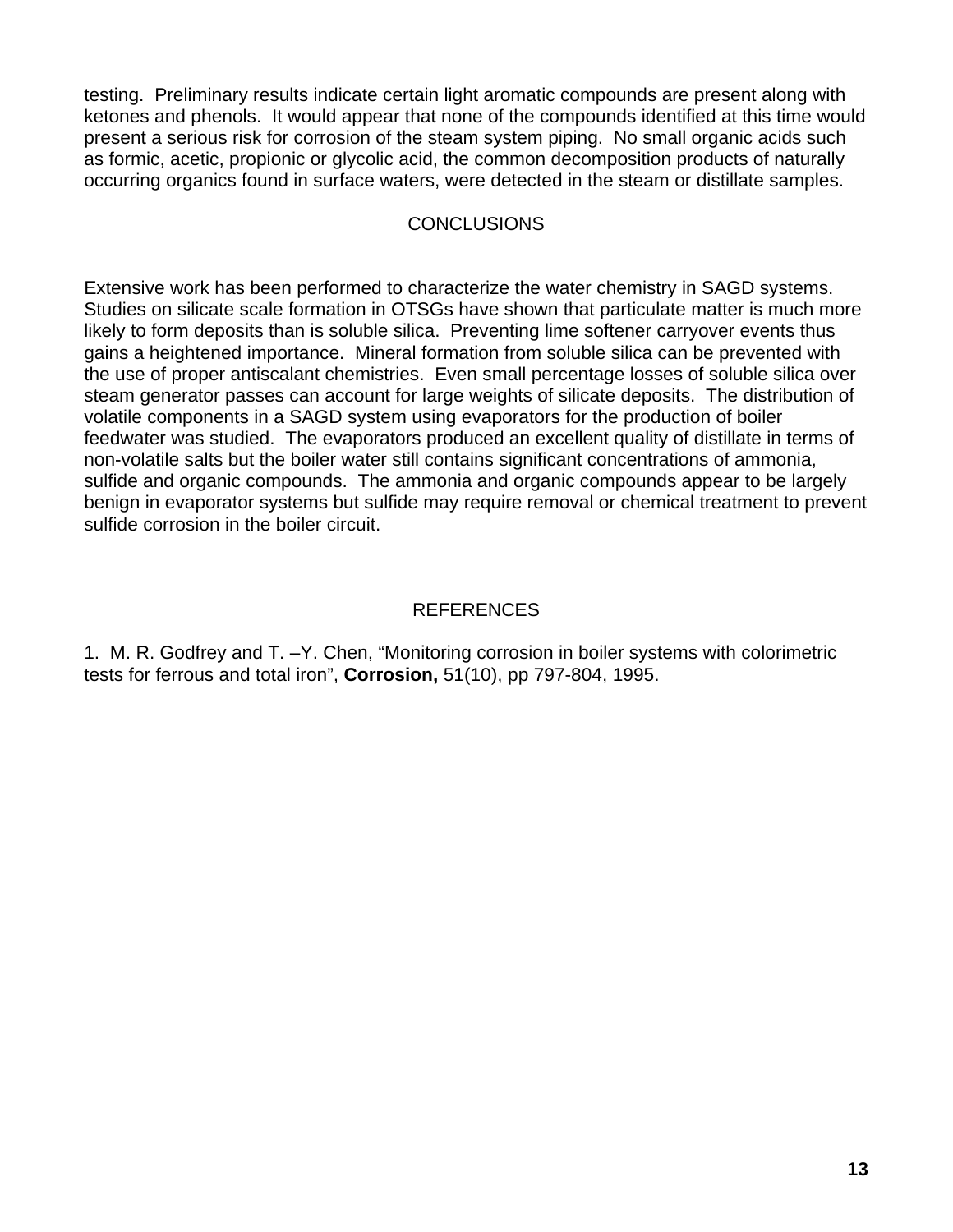testing. Preliminary results indicate certain light aromatic compounds are present along with ketones and phenols. It would appear that none of the compounds identified at this time would present a serious risk for corrosion of the steam system piping. No small organic acids such as formic, acetic, propionic or glycolic acid, the common decomposition products of naturally occurring organics found in surface waters, were detected in the steam or distillate samples.

## CONCLUSIONS

Extensive work has been performed to characterize the water chemistry in SAGD systems. Studies on silicate scale formation in OTSGs have shown that particulate matter is much more likely to form deposits than is soluble silica. Preventing lime softener carryover events thus gains a heightened importance. Mineral formation from soluble silica can be prevented with the use of proper antiscalant chemistries. Even small percentage losses of soluble silica over steam generator passes can account for large weights of silicate deposits. The distribution of volatile components in a SAGD system using evaporators for the production of boiler feedwater was studied. The evaporators produced an excellent quality of distillate in terms of non-volatile salts but the boiler water still contains significant concentrations of ammonia, sulfide and organic compounds. The ammonia and organic compounds appear to be largely benign in evaporator systems but sulfide may require removal or chemical treatment to prevent sulfide corrosion in the boiler circuit.

## REFERENCES

1. M. R. Godfrey and T. –Y. Chen, "Monitoring corrosion in boiler systems with colorimetric tests for ferrous and total iron", **Corrosion,** 51(10), pp 797-804, 1995.